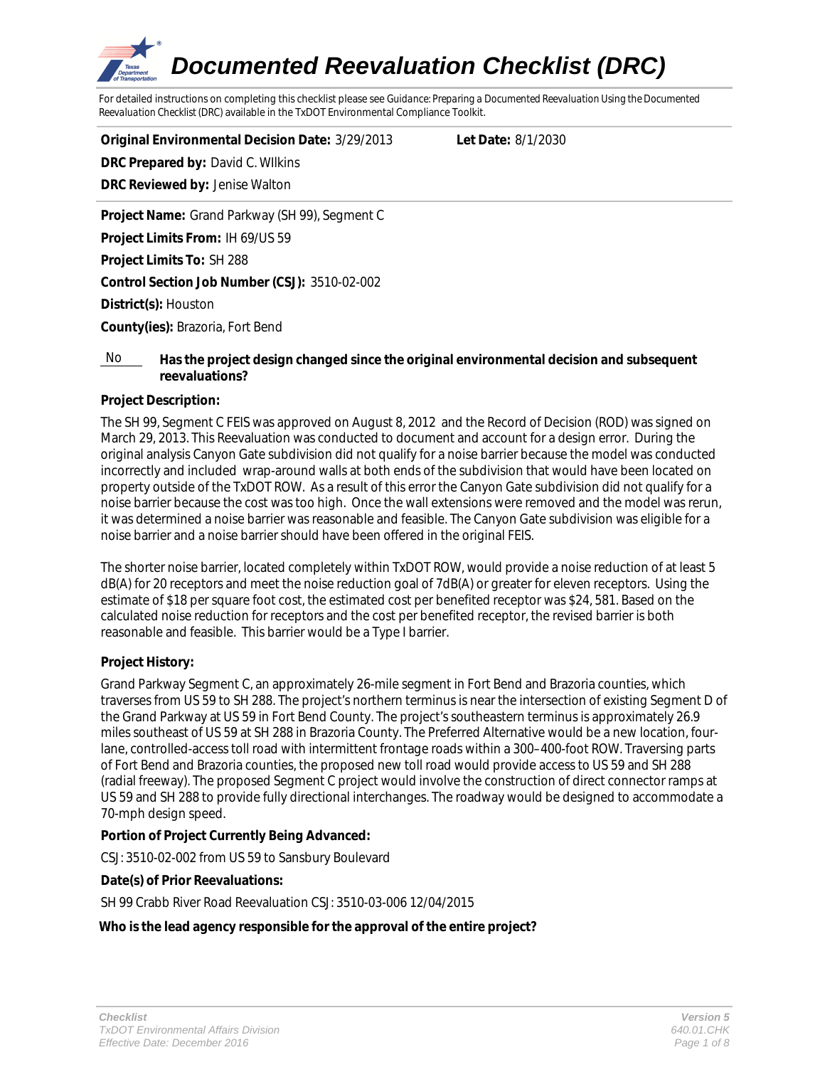# Documented Reevaluation Checklist (DRC)

*For detailed instructions on completing this checklist please see Guidance: Preparing a Documented Reevaluation Using the Documented Reevaluation Checklist (DRC) available in the TxDOT Environmental Compliance Toolkit.*

**Original Environmental Decision Date:** 3/29/2013 **Let Date:** 8/1/2030

**DRC Prepared by:** David C. WIlkins

**DRC Reviewed by:** Jenise Walton

**Project Name:** Grand Parkway (SH 99), Segment C

**Project Limits From:** IH 69/US 59

**Project Limits To:** SH 288

**Control Section Job Number (CSJ):** 3510-02-002

**District(s):** Houston

**County(ies):** Brazoria, Fort Bend

No **Has the project design changed since the original environmental decision and subsequent reevaluations?**

**Project Description:**

The SH 99, Segment C FEIS was approved on August 8, 2012 and the Record of Decision (ROD) was signed on March 29, 2013. This Reevaluation was conducted to document and account for a design error. During the original analysis Canyon Gate subdivision did not qualify for a noise barrier because the model was conducted incorrectly and included wrap-around walls at both ends of the subdivision that would have been located on property outside of the TxDOT ROW. As a result of this error the Canyon Gate subdivision did not qualify for a noise barrier because the cost was too high. Once the wall extensions were removed and the model was rerun, it was determined a noise barrier was reasonable and feasible. The Canyon Gate subdivision was eligible for a noise barrier and a noise barrier should have been offered in the original FEIS.

The shorter noise barrier, located completely within TxDOT ROW, would provide a noise reduction of at least 5 dB(A) for 20 receptors and meet the noise reduction goal of 7dB(A) or greater for eleven receptors. Using the estimate of $18 per square foot cost, the estimated cost per benefited receptor was $24, 581. Based on the calculated noise reduction for receptors and the cost per benefited receptor, the revised barrier is both reasonable and feasible. This barrier would be a Type I barrier.

**Project History:**

Grand Parkway Segment C, an approximately 26-mile segment in Fort Bend and Brazoria counties, which traverses from US 59 to SH 288. The project's northern terminus is near the intersection of existing Segment D of the Grand Parkway at US 59 in Fort Bend County. The project's southeastern terminus is approximately 26.9 miles southeast of US 59 at SH 288 in Brazoria County. The Preferred Alternative would be a new location, four-lane, controlled-access toll road with intermittent frontage roads within a 300–400-foot ROW. Traversing parts of Fort Bend and Brazoria counties, the proposed new toll road would provide access to US 59 and SH 288 (radial freeway). The proposed Segment C project would involve the construction of direct connector ramps at US 59 and SH 288 to provide fully directional interchanges. The roadway would be designed to accommodate a 70-mph design speed.

**Portion of Project Currently Being Advanced:**

CSJ: 3510-02-002 from US 59 to Sansbury Boulevard

**Date(s) of Prior Reevaluations:**

SH 99 Crabb River Road Reevaluation CSJ: 3510-03-006 12/04/2015

**Who is the lead agency responsible for the approval of the entire project?**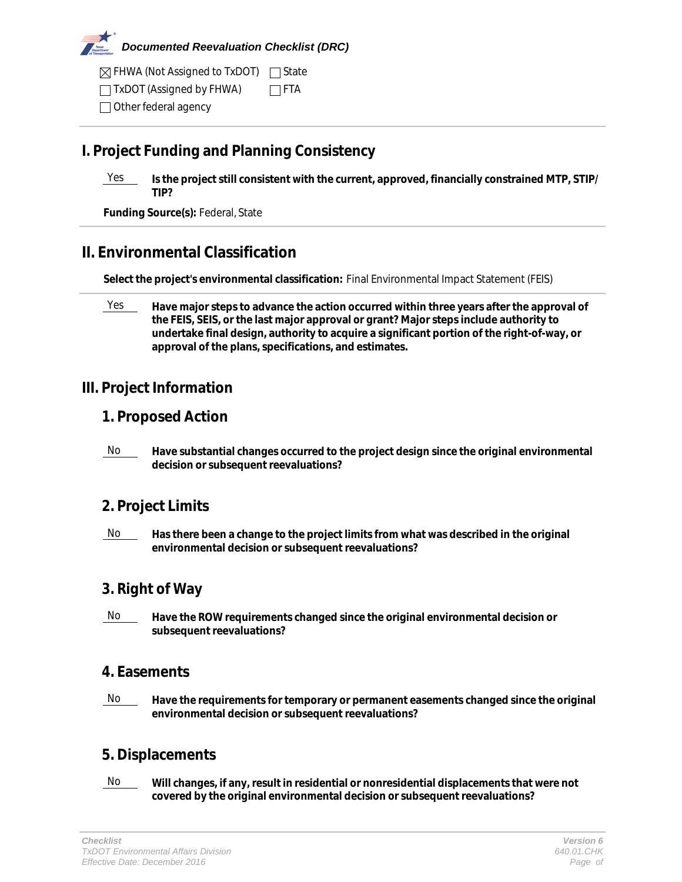*Documented Reevaluation Checklist (DRC)*

☒ FHWA (Not Assigned to TxDOT) ☐ State

☐ TxDOT (Assigned by FHWA) ☐ FTA

☐ Other federal agency

## I. Project Funding and Planning Consistency

Yes **Is the project still consistent with the current, approved, financially constrained MTP, STIP/TIP?**

**Funding Source(s):** Federal, State

## II. Environmental Classification

**Select the project's environmental classification:** Final Environmental Impact Statement (FEIS)

Yes **Have major steps to advance the action occurred within three years after the approval of the FEIS, SEIS, or the last major approval or grant? Major steps include authority to undertake final design, authority to acquire a significant portion of the right-of-way, or approval of the plans, specifications, and estimates.**

## III. Project Information

### 1. Proposed Action

No **Have substantial changes occurred to the project design since the original environmental decision or subsequent reevaluations?**

### 2. Project Limits

No **Has there been a change to the project limits from what was described in the original environmental decision or subsequent reevaluations?**

### 3. Right of Way

No **Have the ROW requirements changed since the original environmental decision or subsequent reevaluations?**

### 4. Easements

No **Have the requirements for temporary or permanent easements changed since the original environmental decision or subsequent reevaluations?**

### 5. Displacements

No **Will changes, if any, result in residential or nonresidential displacements that were not covered by the original environmental decision or subsequent reevaluations?**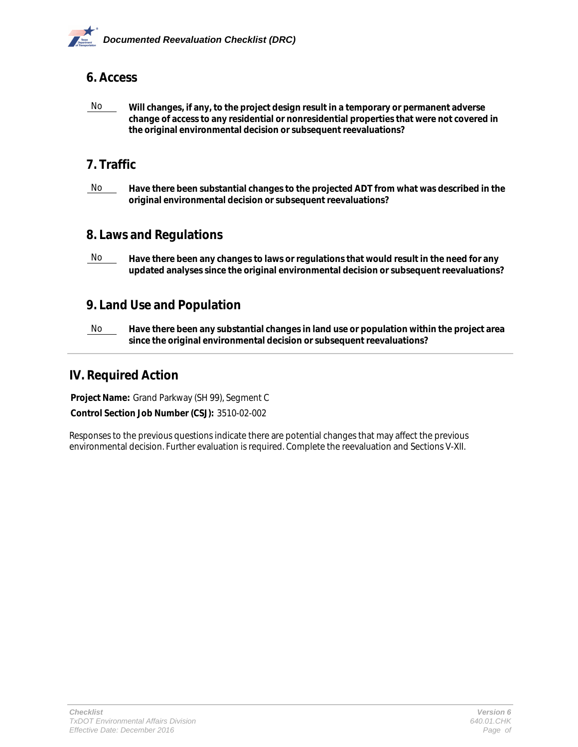## 6. Access

No **Will changes, if any, to the project design result in a temporary or permanent adverse change of access to any residential or nonresidential properties that were not covered in the original environmental decision or subsequent reevaluations?**

## 7. Traffic

No **Have there been substantial changes to the projected ADT from what was described in the original environmental decision or subsequent reevaluations?**

## 8. Laws and Regulations

No **Have there been any changes to laws or regulations that would result in the need for any updated analyses since the original environmental decision or subsequent reevaluations?**

## 9. Land Use and Population

No **Have there been any substantial changes in land use or population within the project area since the original environmental decision or subsequent reevaluations?**

# IV. Required Action

**Project Name:** Grand Parkway (SH 99), Segment C

**Control Section Job Number (CSJ):** 3510-02-002

Responses to the previous questions indicate there are potential changes that may affect the previous environmental decision. Further evaluation is required. Complete the reevaluation and Sections V-XII.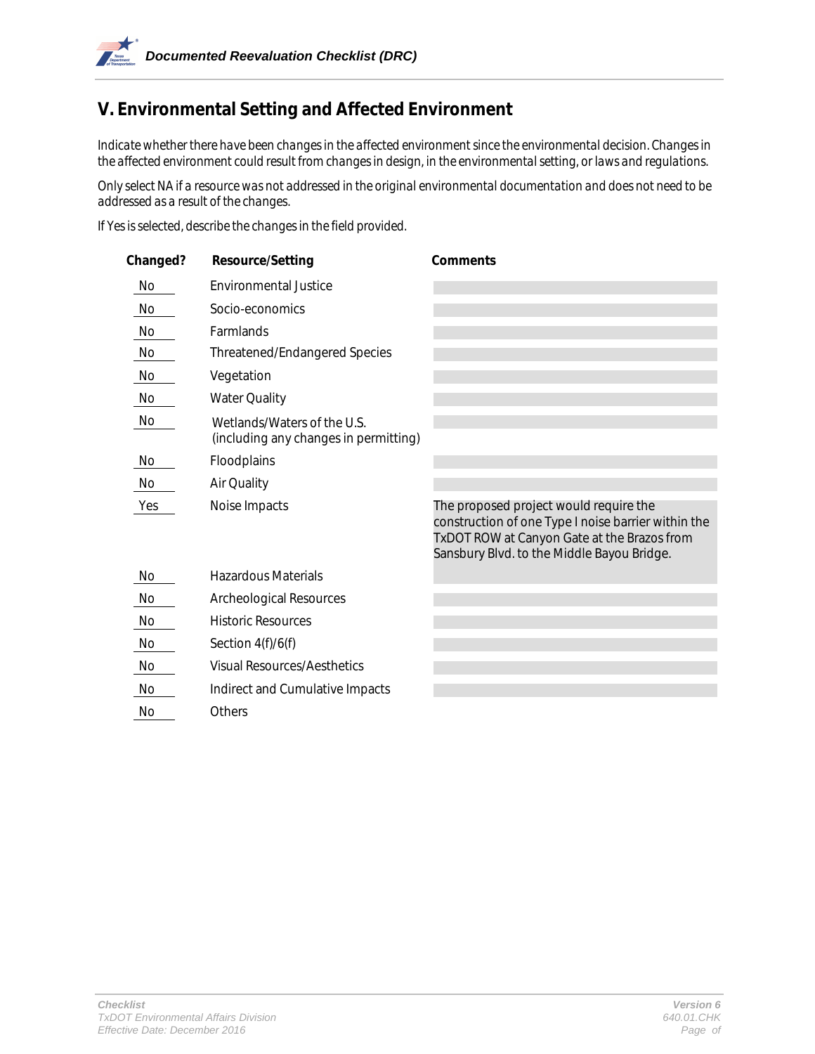## V. Environmental Setting and Affected Environment

*Indicate whether there have been changes in the affected environment since the environmental decision. Changes in the affected environment could result from changes in design, in the environmental setting, or laws and regulations.*

*Only select NA if a resource was not addressed in the original environmental documentation and does not need to be addressed as a result of the changes.*

*If Yes is selected, describe the changes in the field provided.*

| Changed? | Resource/Setting | Comments |
|---|---|---|
| No | Environmental Justice | |
| No | Socio-economics | |
| No | Farmlands | |
| No | Threatened/Endangered Species | |
| No | Vegetation | |
| No | Water Quality | |
| No | Wetlands/Waters of the U.S. (including any changes in permitting) | |
| No | Floodplains | |
| No | Air Quality | |
| Yes | Noise Impacts | The proposed project would require the construction of one Type I noise barrier within the TxDOT ROW at Canyon Gate at the Brazos from Sansbury Blvd. to the Middle Bayou Bridge. |
| No | Hazardous Materials | |
| No | Archeological Resources | |
| No | Historic Resources | |
| No | Section 4(f)/6(f) | |
| No | Visual Resources/Aesthetics | |
| No | Indirect and Cumulative Impacts | |
| No | Others | |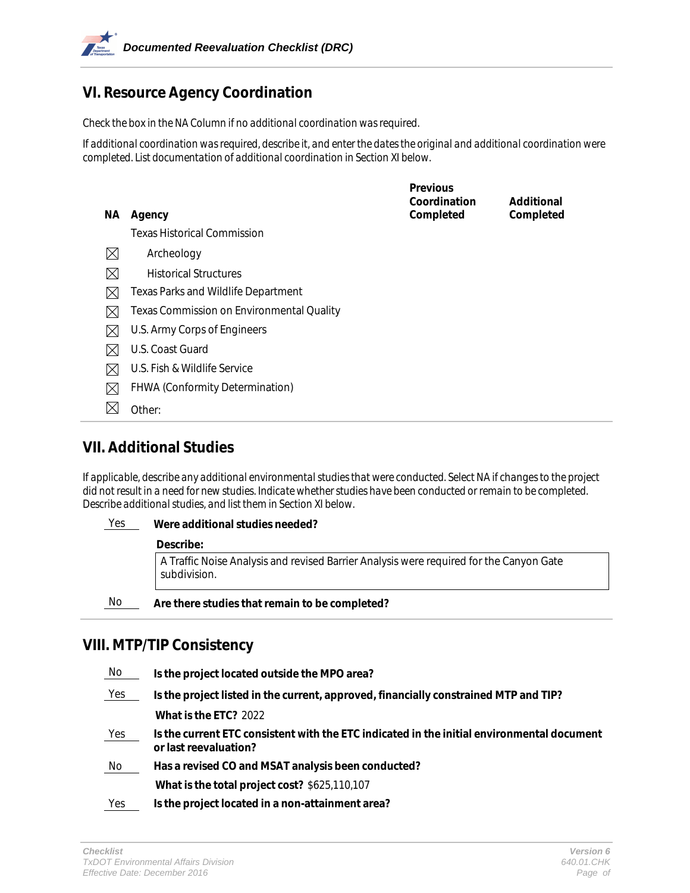## VI. Resource Agency Coordination

*Check the box in the NA Column if no additional coordination was required.*

*If additional coordination was required, describe it, and enter the dates the original and additional coordination were completed. List documentation of additional coordination in Section XI below.*

| NA | Agency | Previous Coordination Completed | Additional Completed |
|---|---|---|---|
| | Texas Historical Commission | | |
| ☒ | Archeology | | |
| ☒ | Historical Structures | | |
| ☒ | Texas Parks and Wildlife Department | | |
| ☒ | Texas Commission on Environmental Quality | | |
| ☒ | U.S. Army Corps of Engineers | | |
| ☒ | U.S. Coast Guard | | |
| ☒ | U.S. Fish & Wildlife Service | | |
| ☒ | FHWA (Conformity Determination) | | |
| ☒ | Other: | | |

## VII. Additional Studies

*If applicable, describe any additional environmental studies that were conducted. Select NA if changes to the project did not result in a need for new studies. Indicate whether studies have been conducted or remain to be completed. Describe additional studies, and list them in Section XI below.*

Yes **Were additional studies needed?**

**Describe:**

A Traffic Noise Analysis and revised Barrier Analysis were required for the Canyon Gate subdivision.

No **Are there studies that remain to be completed?**

## VIII. MTP/TIP Consistency

No **Is the project located outside the MPO area?**

Yes **Is the project listed in the current, approved, financially constrained MTP and TIP?**

**What is the ETC?** 2022

Yes **Is the current ETC consistent with the ETC indicated in the initial environmental document or last reevaluation?**

No **Has a revised CO and MSAT analysis been conducted?**

**What is the total project cost?** $625,110,107

Yes **Is the project located in a non-attainment area?**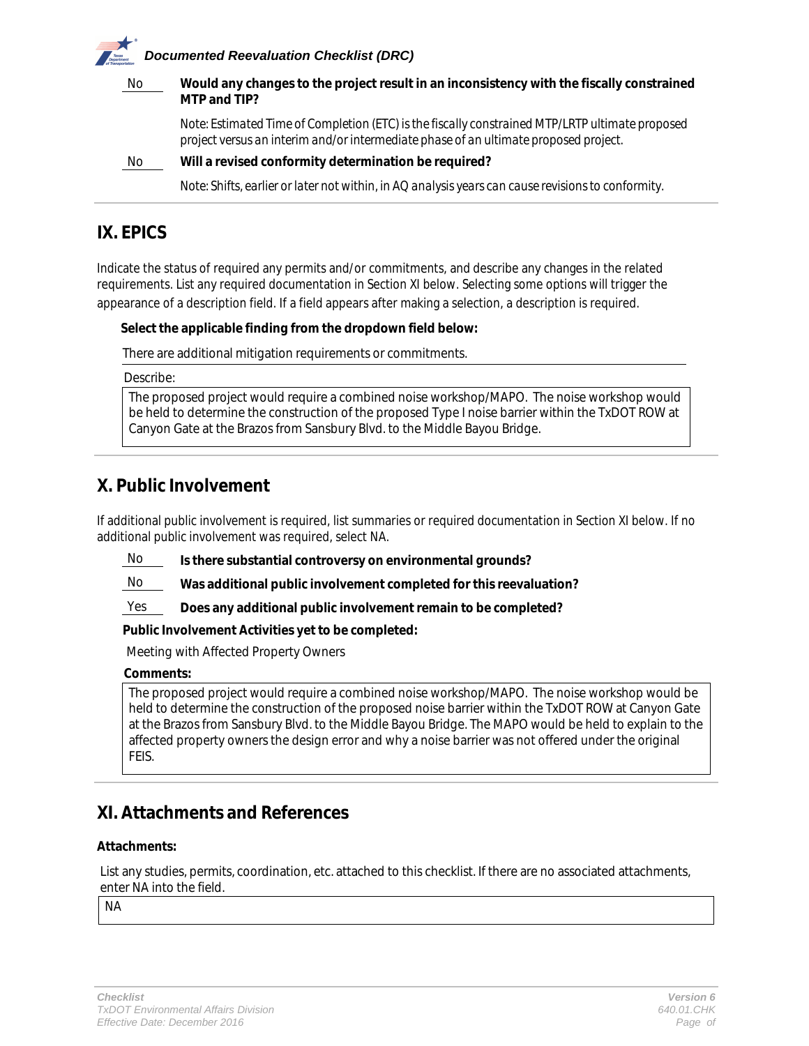No **Would any changes to the project result in an inconsistency with the fiscally constrained MTP and TIP?**

*Note: Estimated Time of Completion (ETC) is the fiscally constrained MTP/LRTP ultimate proposed project versus an interim and/or intermediate phase of an ultimate proposed project.*

No **Will a revised conformity determination be required?**

*Note: Shifts, earlier or later not within, in AQ analysis years can cause revisions to conformity.*

## IX. EPICS

Indicate the status of required any permits and/or commitments, and describe any changes in the related requirements. List any required documentation in Section XI below. Selecting some options will trigger the appearance of a description field. If a field appears after making a selection, a description is required.

**Select the applicable finding from the dropdown field below:**

There are additional mitigation requirements or commitments.

Describe:

The proposed project would require a combined noise workshop/MAPO. The noise workshop would be held to determine the construction of the proposed Type I noise barrier within the TxDOT ROW at Canyon Gate at the Brazos from Sansbury Blvd. to the Middle Bayou Bridge.

## X. Public Involvement

If additional public involvement is required, list summaries or required documentation in Section XI below. If no additional public involvement was required, select NA.

No **Is there substantial controversy on environmental grounds?**

No **Was additional public involvement completed for this reevaluation?**

Yes **Does any additional public involvement remain to be completed?**

**Public Involvement Activities yet to be completed:**

Meeting with Affected Property Owners

**Comments:**

The proposed project would require a combined noise workshop/MAPO. The noise workshop would be held to determine the construction of the proposed noise barrier within the TxDOT ROW at Canyon Gate at the Brazos from Sansbury Blvd. to the Middle Bayou Bridge. The MAPO would be held to explain to the affected property owners the design error and why a noise barrier was not offered under the original FEIS.

## XI. Attachments and References

**Attachments:**

List any studies, permits, coordination, etc. attached to this checklist. If there are no associated attachments, enter NA into the field.

NA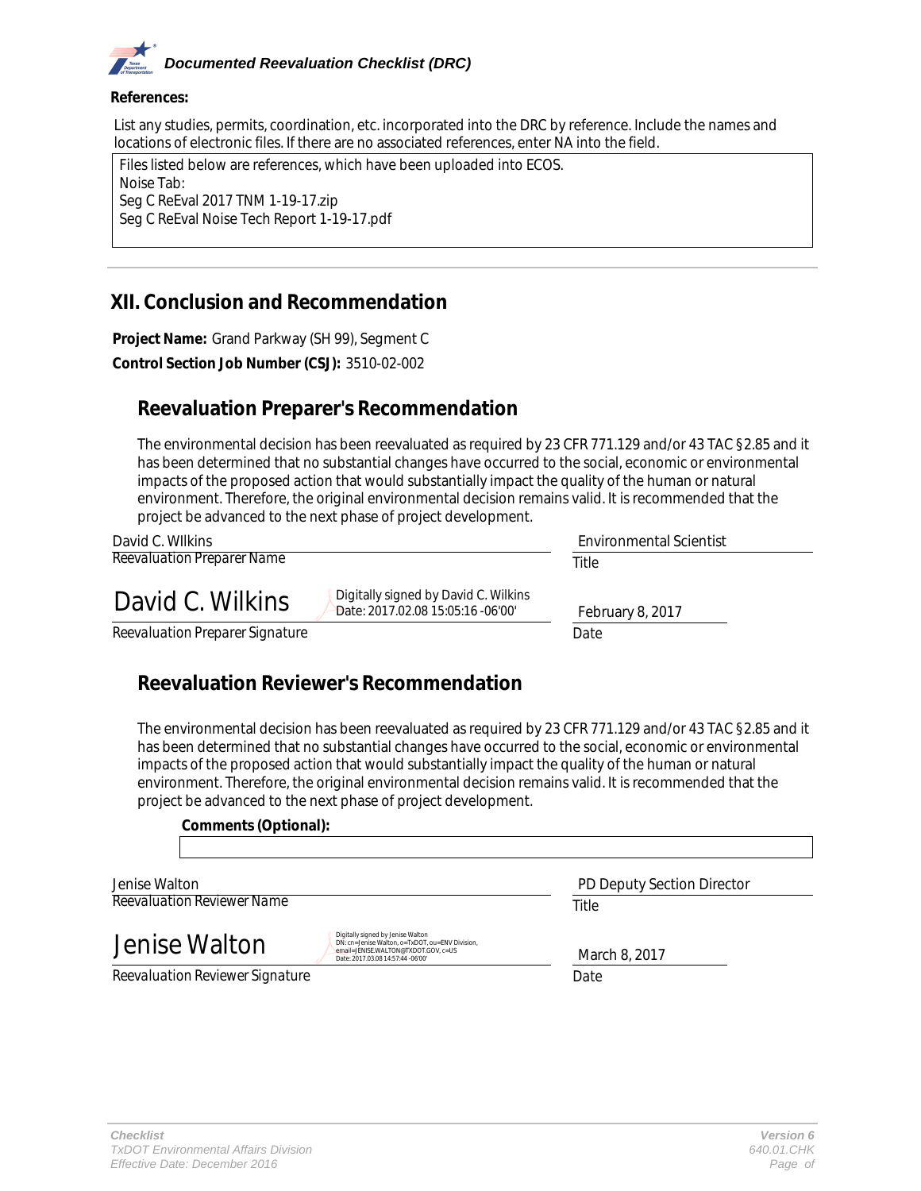**References:**

List any studies, permits, coordination, etc. incorporated into the DRC by reference. Include the names and locations of electronic files. If there are no associated references, enter NA into the field.

Files listed below are references, which have been uploaded into ECOS.
Noise Tab:
Seg C ReEval 2017 TNM 1-19-17.zip
Seg C ReEval Noise Tech Report 1-19-17.pdf

## XII. Conclusion and Recommendation

**Project Name:** Grand Parkway (SH 99), Segment C

**Control Section Job Number (CSJ):** 3510-02-002

### Reevaluation Preparer's Recommendation

The environmental decision has been reevaluated as required by 23 CFR 771.129 and/or 43 TAC §2.85 and it has been determined that no substantial changes have occurred to the social, economic or environmental impacts of the proposed action that would substantially impact the quality of the human or natural environment. Therefore, the original environmental decision remains valid. It is recommended that the project be advanced to the next phase of project development.

David C. WIlkins
*Reevaluation Preparer Name*

Environmental Scientist
Title

David C. Wilkins — Digitally signed by David C. Wilkins Date: 2017.02.08 15:05:16 -06'00'
*Reevaluation Preparer Signature*

February 8, 2017
Date

### Reevaluation Reviewer's Recommendation

The environmental decision has been reevaluated as required by 23 CFR 771.129 and/or 43 TAC §2.85 and it has been determined that no substantial changes have occurred to the social, economic or environmental impacts of the proposed action that would substantially impact the quality of the human or natural environment. Therefore, the original environmental decision remains valid. It is recommended that the project be advanced to the next phase of project development.

**Comments (Optional):**

Jenise Walton
*Reevaluation Reviewer Name*

PD Deputy Section Director
Title

Jenise Walton — Digitally signed by Jenise Walton DN: cn=Jenise Walton, o=TxDOT, ou=ENV Division, email=JENISE.WALTON@TXDOT.GOV, c=US Date: 2017.03.08 14:57:44 -06'00'
*Reevaluation Reviewer Signature*

March 8, 2017
Date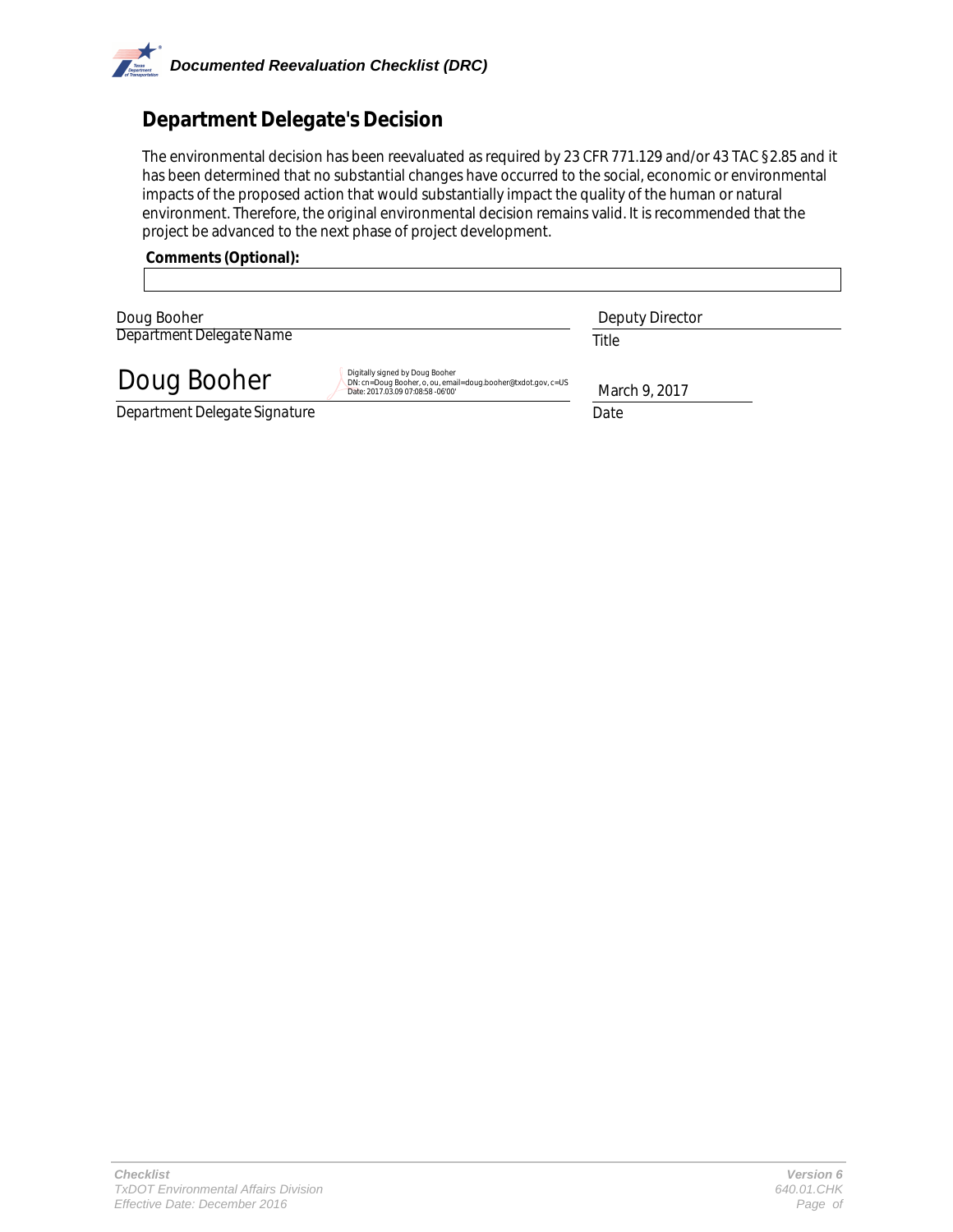## Department Delegate's Decision

The environmental decision has been reevaluated as required by 23 CFR 771.129 and/or 43 TAC §2.85 and it has been determined that no substantial changes have occurred to the social, economic or environmental impacts of the proposed action that would substantially impact the quality of the human or natural environment. Therefore, the original environmental decision remains valid. It is recommended that the project be advanced to the next phase of project development.

**Comments (Optional):**

Doug Booher
*Department Delegate Name*

Deputy Director
Title

Doug Booher
Digitally signed by Doug Booher
DN: cn=Doug Booher, o, ou, email=doug.booher@txdot.gov, c=US
Date: 2017.03.09 07:08:58 -06'00'
*Department Delegate Signature*

March 9, 2017
Date